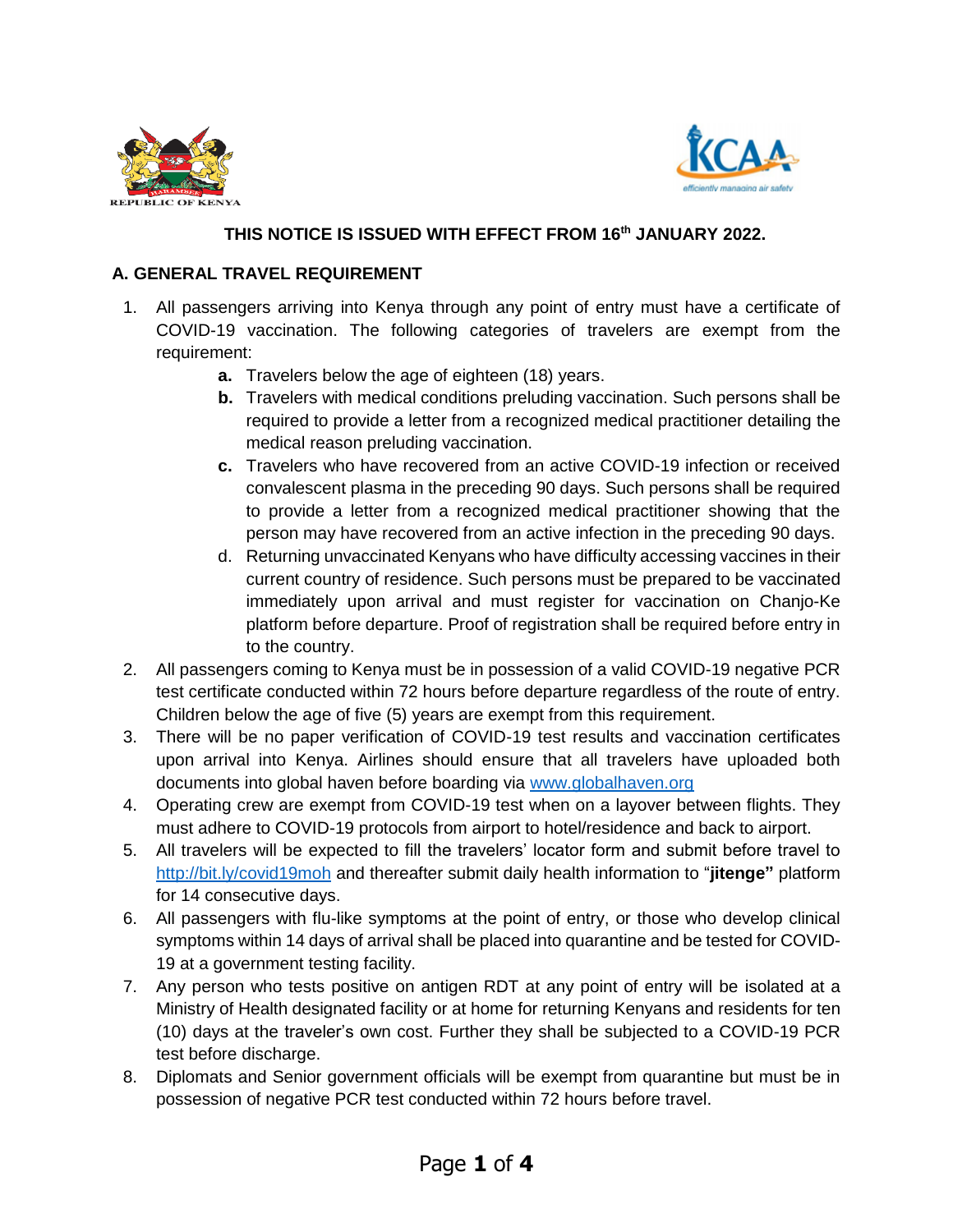REPUBLIC OF KENYA

**THIS NOTICE IS ISSUED WITH EFFECT FROM 16th JANUARY 2022.**

## A. GENERAL TRAVEL REQUIREMENT

1. All passengers arriving into Kenya through any point of entry must have a certificate of COVID-19 vaccination. The following categories of travelers are exempt from the requirement:
   - **a.** Travelers below the age of eighteen (18) years.
   - **b.** Travelers with medical conditions preluding vaccination. Such persons shall be required to provide a letter from a recognized medical practitioner detailing the medical reason preluding vaccination.
   - **c.** Travelers who have recovered from an active COVID-19 infection or received convalescent plasma in the preceding 90 days. Such persons shall be required to provide a letter from a recognized medical practitioner showing that the person may have recovered from an active infection in the preceding 90 days.
   - d. Returning unvaccinated Kenyans who have difficulty accessing vaccines in their current country of residence. Such persons must be prepared to be vaccinated immediately upon arrival and must register for vaccination on Chanjo-Ke platform before departure. Proof of registration shall be required before entry in to the country.
2. All passengers coming to Kenya must be in possession of a valid COVID-19 negative PCR test certificate conducted within 72 hours before departure regardless of the route of entry. Children below the age of five (5) years are exempt from this requirement.
3. There will be no paper verification of COVID-19 test results and vaccination certificates upon arrival into Kenya. Airlines should ensure that all travelers have uploaded both documents into global haven before boarding via www.globalhaven.org
4. Operating crew are exempt from COVID-19 test when on a layover between flights. They must adhere to COVID-19 protocols from airport to hotel/residence and back to airport.
5. All travelers will be expected to fill the travelers' locator form and submit before travel to http://bit.ly/covid19moh and thereafter submit daily health information to "**jitenge"** platform for 14 consecutive days.
6. All passengers with flu-like symptoms at the point of entry, or those who develop clinical symptoms within 14 days of arrival shall be placed into quarantine and be tested for COVID-19 at a government testing facility.
7. Any person who tests positive on antigen RDT at any point of entry will be isolated at a Ministry of Health designated facility or at home for returning Kenyans and residents for ten (10) days at the traveler's own cost. Further they shall be subjected to a COVID-19 PCR test before discharge.
8. Diplomats and Senior government officials will be exempt from quarantine but must be in possession of negative PCR test conducted within 72 hours before travel.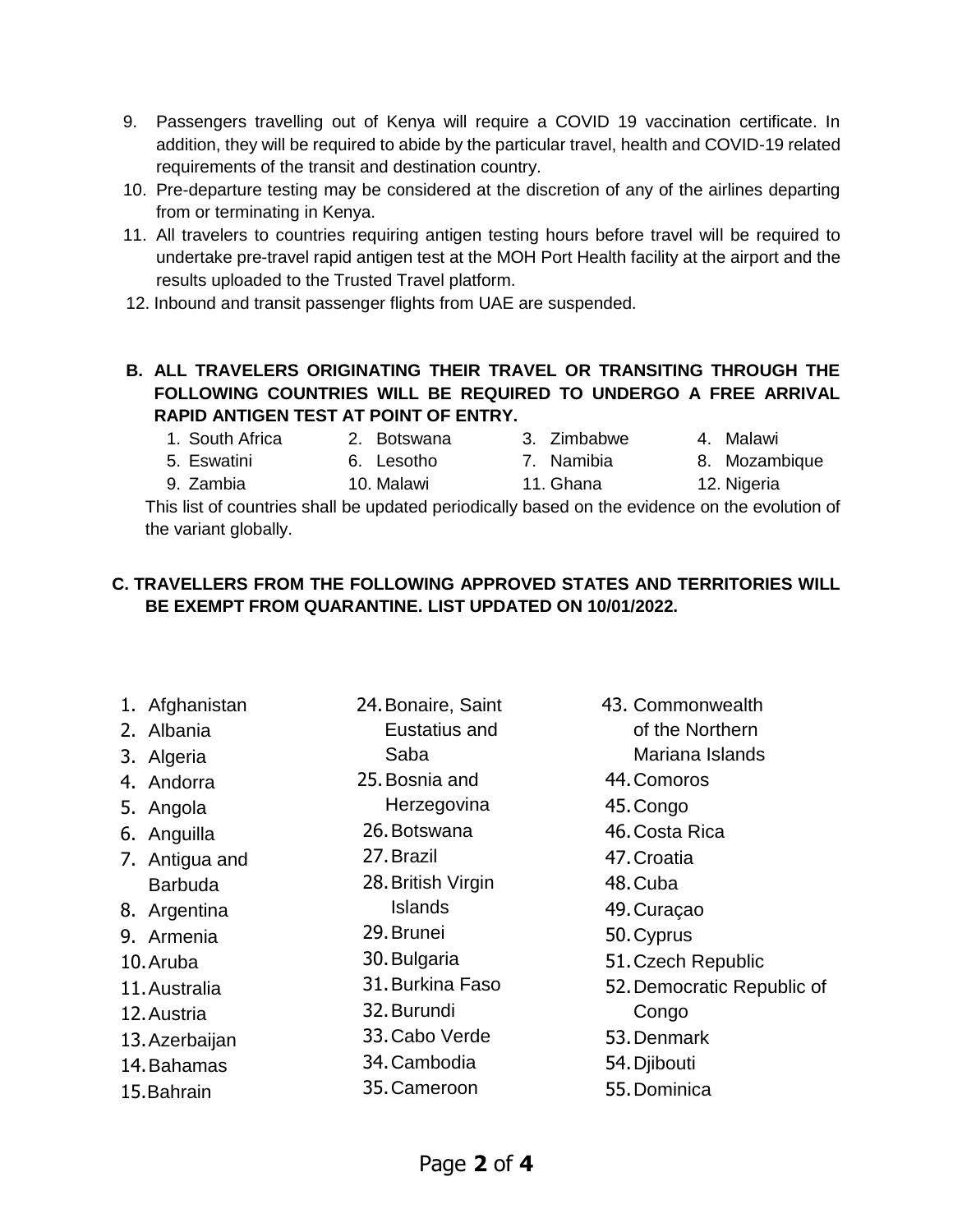9. Passengers travelling out of Kenya will require a COVID 19 vaccination certificate. In addition, they will be required to abide by the particular travel, health and COVID-19 related requirements of the transit and destination country.
10. Pre-departure testing may be considered at the discretion of any of the airlines departing from or terminating in Kenya.
11. All travelers to countries requiring antigen testing hours before travel will be required to undertake pre-travel rapid antigen test at the MOH Port Health facility at the airport and the results uploaded to the Trusted Travel platform.
12. Inbound and transit passenger flights from UAE are suspended.

**B. ALL TRAVELERS ORIGINATING THEIR TRAVEL OR TRANSITING THROUGH THE FOLLOWING COUNTRIES WILL BE REQUIRED TO UNDERGO A FREE ARRIVAL RAPID ANTIGEN TEST AT POINT OF ENTRY.**

1. South Africa
2. Botswana
3. Zimbabwe
4. Malawi
5. Eswatini
6. Lesotho
7. Namibia
8. Mozambique
9. Zambia
10. Malawi
11. Ghana
12. Nigeria

This list of countries shall be updated periodically based on the evidence on the evolution of the variant globally.

**C. TRAVELLERS FROM THE FOLLOWING APPROVED STATES AND TERRITORIES WILL BE EXEMPT FROM QUARANTINE. LIST UPDATED ON 10/01/2022.**

1. Afghanistan
2. Albania
3. Algeria
4. Andorra
5. Angola
6. Anguilla
7. Antigua and Barbuda
8. Argentina
9. Armenia
10. Aruba
11. Australia
12. Austria
13. Azerbaijan
14. Bahamas
15. Bahrain
24. Bonaire, Saint Eustatius and Saba
25. Bosnia and Herzegovina
26. Botswana
27. Brazil
28. British Virgin Islands
29. Brunei
30. Bulgaria
31. Burkina Faso
32. Burundi
33. Cabo Verde
34. Cambodia
35. Cameroon
43. Commonwealth of the Northern Mariana Islands
44. Comoros
45. Congo
46. Costa Rica
47. Croatia
48. Cuba
49. Curaçao
50. Cyprus
51. Czech Republic
52. Democratic Republic of Congo
53. Denmark
54. Djibouti
55. Dominica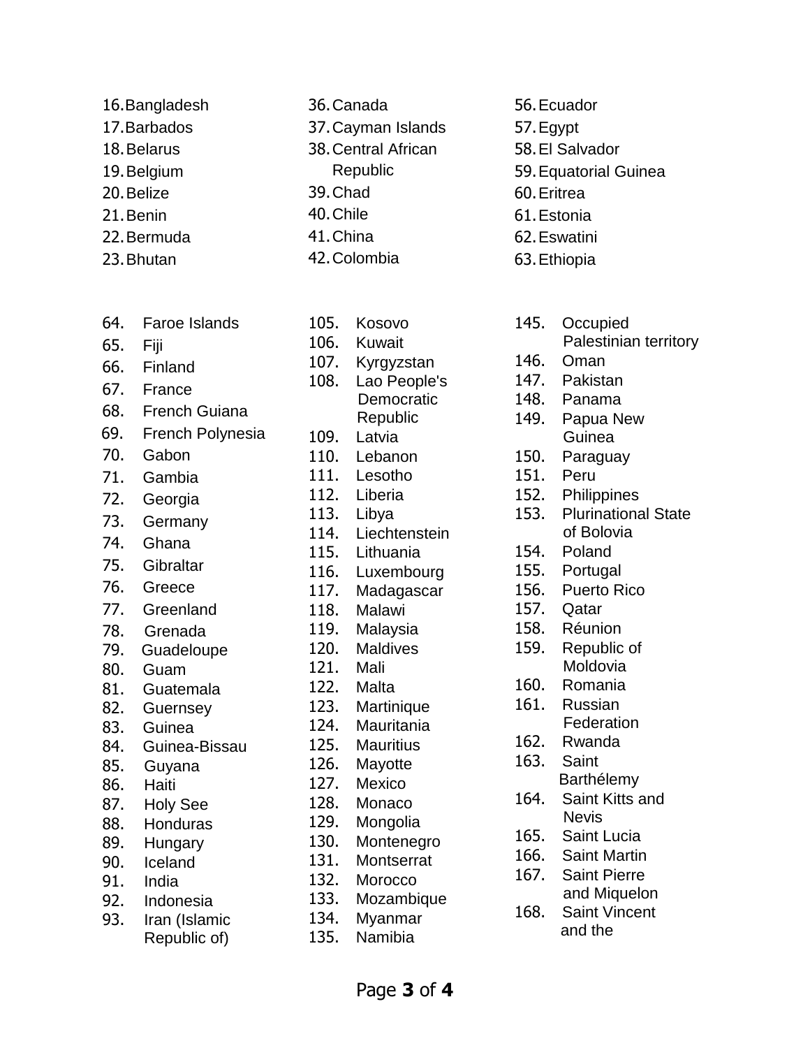16. Bangladesh
17. Barbados
18. Belarus
19. Belgium
20. Belize
21. Benin
22. Bermuda
23. Bhutan
36. Canada
37. Cayman Islands
38. Central African Republic
39. Chad
40. Chile
41. China
42. Colombia
56. Ecuador
57. Egypt
58. El Salvador
59. Equatorial Guinea
60. Eritrea
61. Estonia
62. Eswatini
63. Ethiopia

64. Faroe Islands
65. Fiji
66. Finland
67. France
68. French Guiana
69. French Polynesia
70. Gabon
71. Gambia
72. Georgia
73. Germany
74. Ghana
75. Gibraltar
76. Greece
77. Greenland
78. Grenada
79. Guadeloupe
80. Guam
81. Guatemala
82. Guernsey
83. Guinea
84. Guinea-Bissau
85. Guyana
86. Haiti
87. Holy See
88. Honduras
89. Hungary
90. Iceland
91. India
92. Indonesia
93. Iran (Islamic Republic of)
105. Kosovo
106. Kuwait
107. Kyrgyzstan
108. Lao People's Democratic Republic
109. Latvia
110. Lebanon
111. Lesotho
112. Liberia
113. Libya
114. Liechtenstein
115. Lithuania
116. Luxembourg
117. Madagascar
118. Malawi
119. Malaysia
120. Maldives
121. Mali
122. Malta
123. Martinique
124. Mauritania
125. Mauritius
126. Mayotte
127. Mexico
128. Monaco
129. Mongolia
130. Montenegro
131. Montserrat
132. Morocco
133. Mozambique
134. Myanmar
135. Namibia
145. Occupied Palestinian territory
146. Oman
147. Pakistan
148. Panama
149. Papua New Guinea
150. Paraguay
151. Peru
152. Philippines
153. Plurinational State of Bolovia
154. Poland
155. Portugal
156. Puerto Rico
157. Qatar
158. Réunion
159. Republic of Moldovia
160. Romania
161. Russian Federation
162. Rwanda
163. Saint Barthélemy
164. Saint Kitts and Nevis
165. Saint Lucia
166. Saint Martin
167. Saint Pierre and Miquelon
168. Saint Vincent and the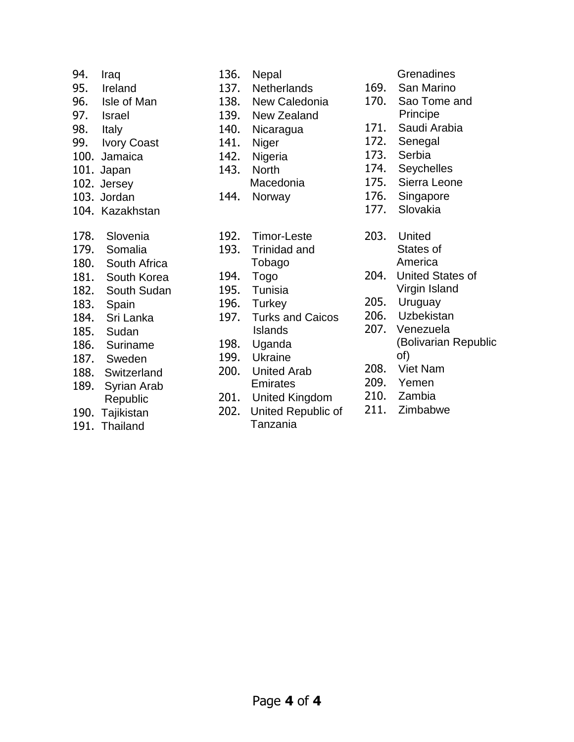94. Iraq
95. Ireland
96. Isle of Man
97. Israel
98. Italy
99. Ivory Coast
100. Jamaica
101. Japan
102. Jersey
103. Jordan
104. Kazakhstan

136. Nepal
137. Netherlands
138. New Caledonia
139. New Zealand
140. Nicaragua
141. Niger
142. Nigeria
143. North Macedonia
144. Norway

Grenadines

169. San Marino
170. Sao Tome and Principe
171. Saudi Arabia
172. Senegal
173. Serbia
174. Seychelles
175. Sierra Leone
176. Singapore
177. Slovakia
178. Slovenia
179. Somalia
180. South Africa
181. South Korea
182. South Sudan
183. Spain
184. Sri Lanka
185. Sudan
186. Suriname
187. Sweden
188. Switzerland
189. Syrian Arab Republic
190. Tajikistan
191. Thailand
192. Timor-Leste
193. Trinidad and Tobago
194. Togo
195. Tunisia
196. Turkey
197. Turks and Caicos Islands
198. Uganda
199. Ukraine
200. United Arab Emirates
201. United Kingdom
202. United Republic of Tanzania
203. United States of America
204. United States of Virgin Island
205. Uruguay
206. Uzbekistan
207. Venezuela (Bolivarian Republic of)
208. Viet Nam
209. Yemen
210. Zambia
211. Zimbabwe